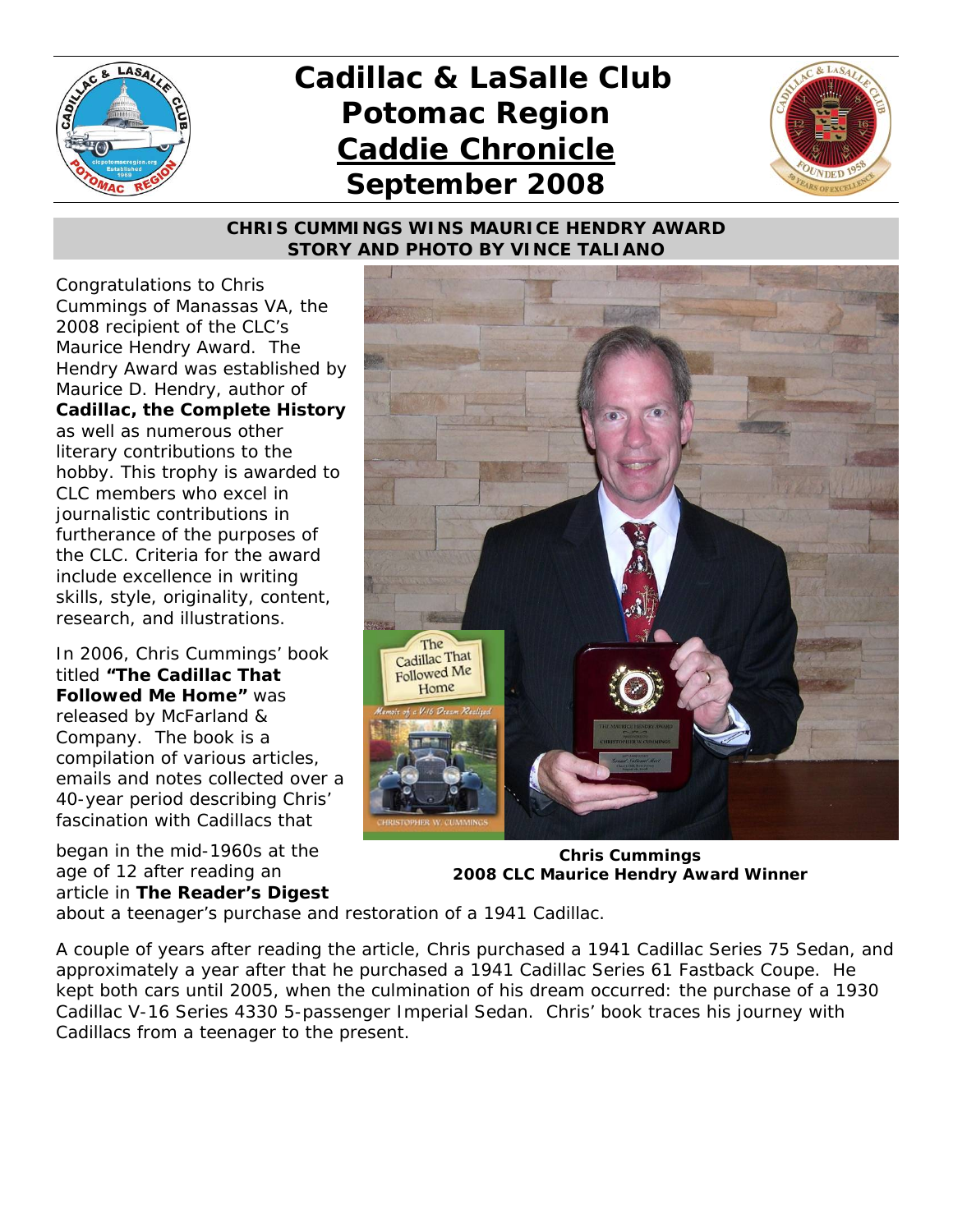# Cadillac & LaSalle Club Potomac Region
# Caddie Chronicle
# September 2008

## CHRIS CUMMINGS WINS MAURICE HENDRY AWARD
### STORY AND PHOTO BY VINCE TALIANO

Congratulations to Chris Cummings of Manassas VA, the 2008 recipient of the CLC's Maurice Hendry Award. The Hendry Award was established by Maurice D. Hendry, author of **Cadillac, the Complete History** as well as numerous other literary contributions to the hobby. This trophy is awarded to CLC members who excel in journalistic contributions in furtherance of the purposes of the CLC. Criteria for the award include excellence in writing skills, style, originality, content, research, and illustrations.

In 2006, Chris Cummings' book titled **"The Cadillac That Followed Me Home"** was released by McFarland & Company. The book is a compilation of various articles, emails and notes collected over a 40-year period describing Chris' fascination with Cadillacs that began in the mid-1960s at the age of 12 after reading an article in **The Reader's Digest** about a teenager's purchase and restoration of a 1941 Cadillac.

**Chris Cummings**
**2008 CLC Maurice Hendry Award Winner**

A couple of years after reading the article, Chris purchased a 1941 Cadillac Series 75 Sedan, and approximately a year after that he purchased a 1941 Cadillac Series 61 Fastback Coupe. He kept both cars until 2005, when the culmination of his dream occurred: the purchase of a 1930 Cadillac V-16 Series 4330 5-passenger Imperial Sedan. Chris' book traces his journey with Cadillacs from a teenager to the present.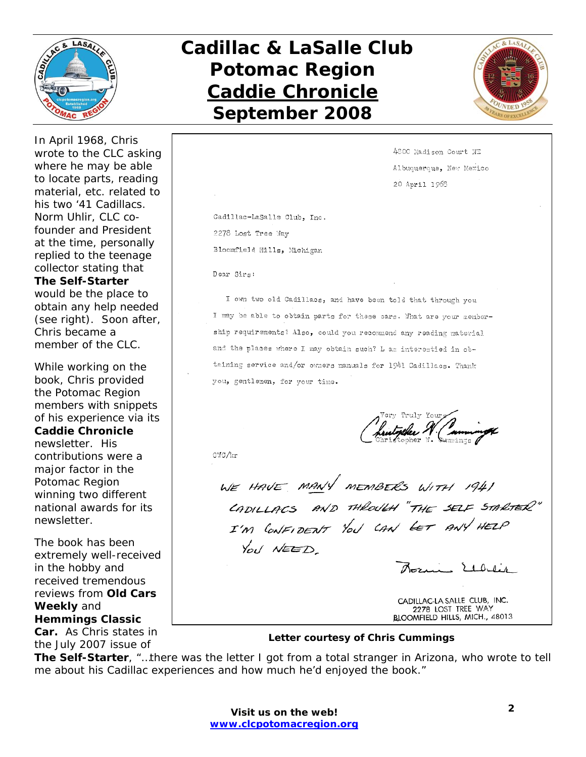# Cadillac & LaSalle Club Potomac Region Caddie Chronicle September 2008

In April 1968, Chris wrote to the CLC asking where he may be able to locate parts, reading material, etc. related to his two '41 Cadillacs. Norm Uhlir, CLC co-founder and President at the time, personally replied to the teenage collector stating that **The Self-Starter** would be the place to obtain any help needed (see right). Soon after, Chris became a member of the CLC.

While working on the book, Chris provided the Potomac Region members with snippets of his experience via its **Caddie Chronicle** newsletter. His contributions were a major factor in the Potomac Region winning two different national awards for its newsletter.

The book has been extremely well-received in the hobby and received tremendous reviews from **Old Cars Weekly** and **Hemmings Classic Car.** As Chris states in the July 2007 issue of **The Self-Starter**, "…there was the letter I got from a total stranger in Arizona, who wrote to tell me about his Cadillac experiences and how much he'd enjoyed the book."

> 4800 Madison Court NE
> Albuquerque, New Mexico
> 20 April 1968
>
> Cadillac-LaSalle Club, Inc.
> 2278 Lost Tree Way
> Bloomfield Hills, Michigan
>
> Dear Sirs:
>
> I own two old Cadillacs, and have been told that through you I may be able to obtain parts for these cars. What are your membership requirements? Also, could you recommend any reading material and the places where I may obtain such? I am interested in obtaining service and/or owners manuals for 1941 Cadillacs. Thank you, gentlemen, for your time.
>
> Very Truly Yours,
> Christopher W. Cummings
>
> CWC/kr
>
> WE HAVE MANY MEMBERS WITH 1941 CADILLACS AND THROUGH "THE SELF STARTER" I'M CONFIDENT YOU CAN GET ANY HELP YOU NEED.
>
> Norm Uhlir
>
> CADILLAC-LA SALLE CLUB, INC.
> 2278 LOST TREE WAY
> BLOOMFIELD HILLS, MICH., 48013

**Letter courtesy of Chris Cummings**

**Visit us on the web!**
**www.clcpotomacregion.org**